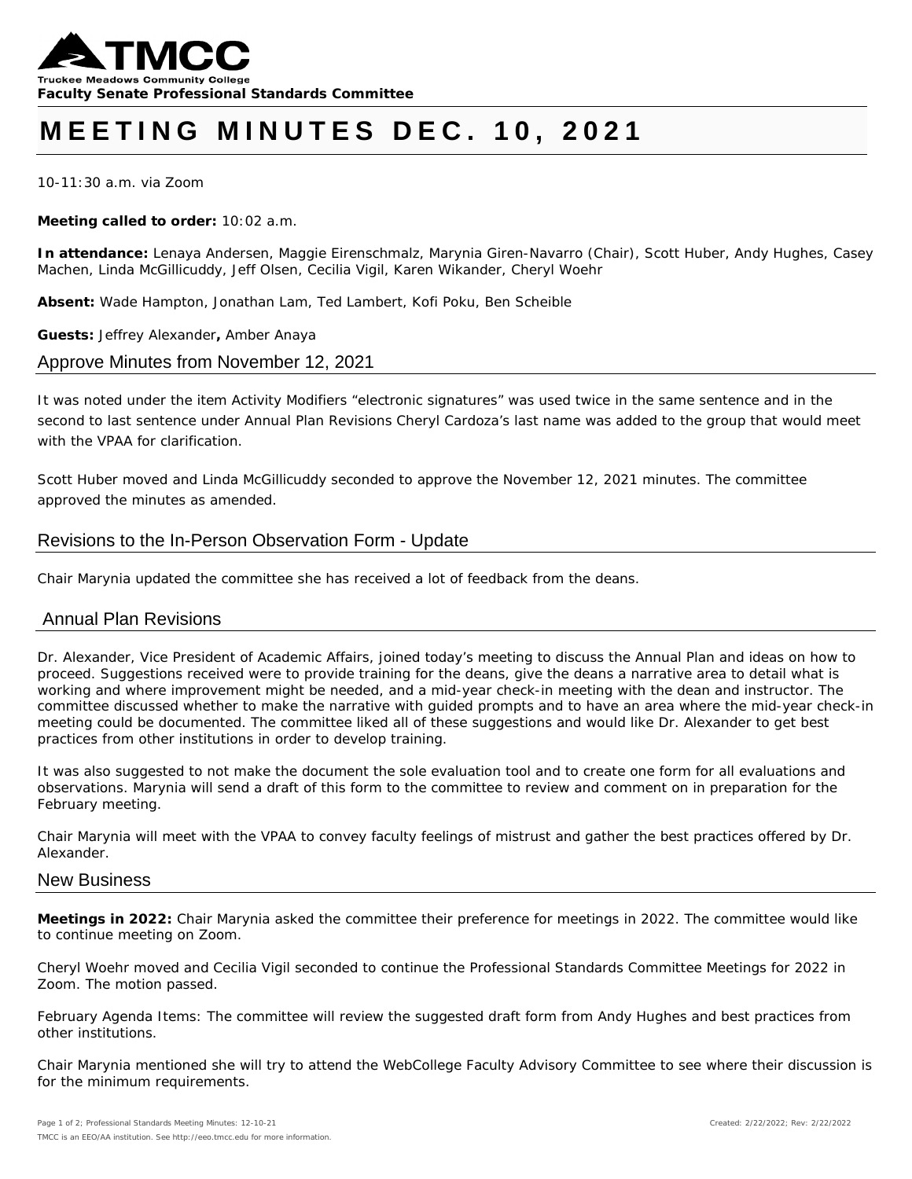**Faculty Senate Professional Standards Committee**

# MEETING MINUTES DEC. 10, 2021

10-11:30 a.m. via Zoom

**Meeting called to order:** 10:02 a.m.

**In attendance:** Lenaya Andersen, Maggie Eirenschmalz, Marynia Giren-Navarro (Chair), Scott Huber, Andy Hughes, Casey Machen, Linda McGillicuddy, Jeff Olsen, Cecilia Vigil, Karen Wikander, Cheryl Woehr

**Absent:** Wade Hampton, Jonathan Lam, Ted Lambert, Kofi Poku, Ben Scheible

**Guests:** Jeffrey Alexander**,** Amber Anaya

## Approve Minutes from November 12, 2021

It was noted under the item Activity Modifiers "electronic signatures" was used twice in the same sentence and in the second to last sentence under Annual Plan Revisions Cheryl Cardoza's last name was added to the group that would meet with the VPAA for clarification.

Scott Huber moved and Linda McGillicuddy seconded to approve the November 12, 2021 minutes. The committee approved the minutes as amended.

## Revisions to the In-Person Observation Form - Update

Chair Marynia updated the committee she has received a lot of feedback from the deans.

## Annual Plan Revisions

Dr. Alexander, Vice President of Academic Affairs, joined today's meeting to discuss the Annual Plan and ideas on how to proceed. Suggestions received were to provide training for the deans, give the deans a narrative area to detail what is working and where improvement might be needed, and a mid-year check-in meeting with the dean and instructor. The committee discussed whether to make the narrative with guided prompts and to have an area where the mid-year check-in meeting could be documented. The committee liked all of these suggestions and would like Dr. Alexander to get best practices from other institutions in order to develop training.

It was also suggested to not make the document the sole evaluation tool and to create one form for all evaluations and observations. Marynia will send a draft of this form to the committee to review and comment on in preparation for the February meeting.

Chair Marynia will meet with the VPAA to convey faculty feelings of mistrust and gather the best practices offered by Dr. Alexander.

## New Business

**Meetings in 2022:** Chair Marynia asked the committee their preference for meetings in 2022. The committee would like to continue meeting on Zoom.

Cheryl Woehr moved and Cecilia Vigil seconded to continue the Professional Standards Committee Meetings for 2022 in Zoom. The motion passed.

February Agenda Items: The committee will review the suggested draft form from Andy Hughes and best practices from other institutions.

Chair Marynia mentioned she will try to attend the WebCollege Faculty Advisory Committee to see where their discussion is for the minimum requirements.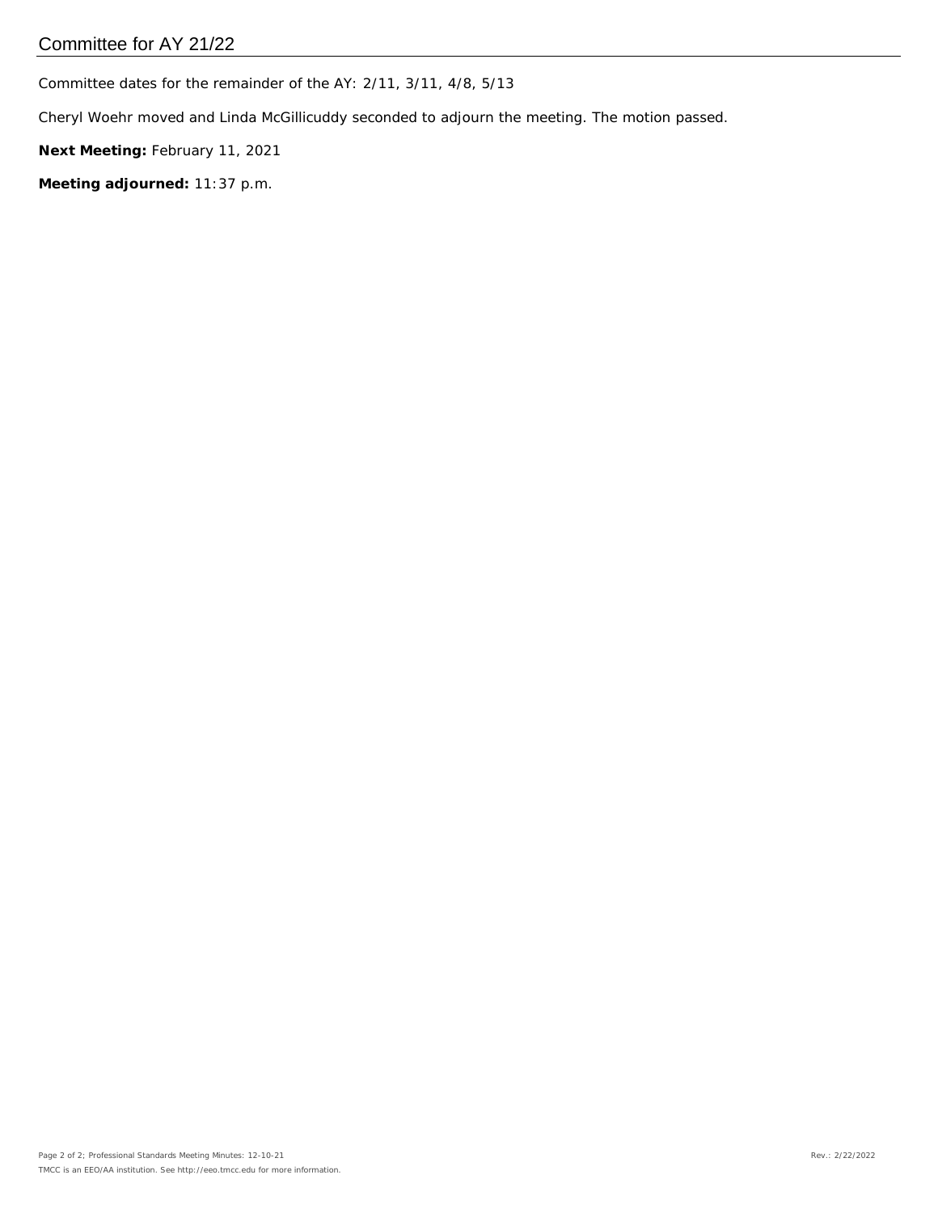## Committee for AY 21/22

Committee dates for the remainder of the AY: 2/11, 3/11, 4/8, 5/13

Cheryl Woehr moved and Linda McGillicuddy seconded to adjourn the meeting. The motion passed.

**Next Meeting:** February 11, 2021

**Meeting adjourned:** 11:37 p.m.